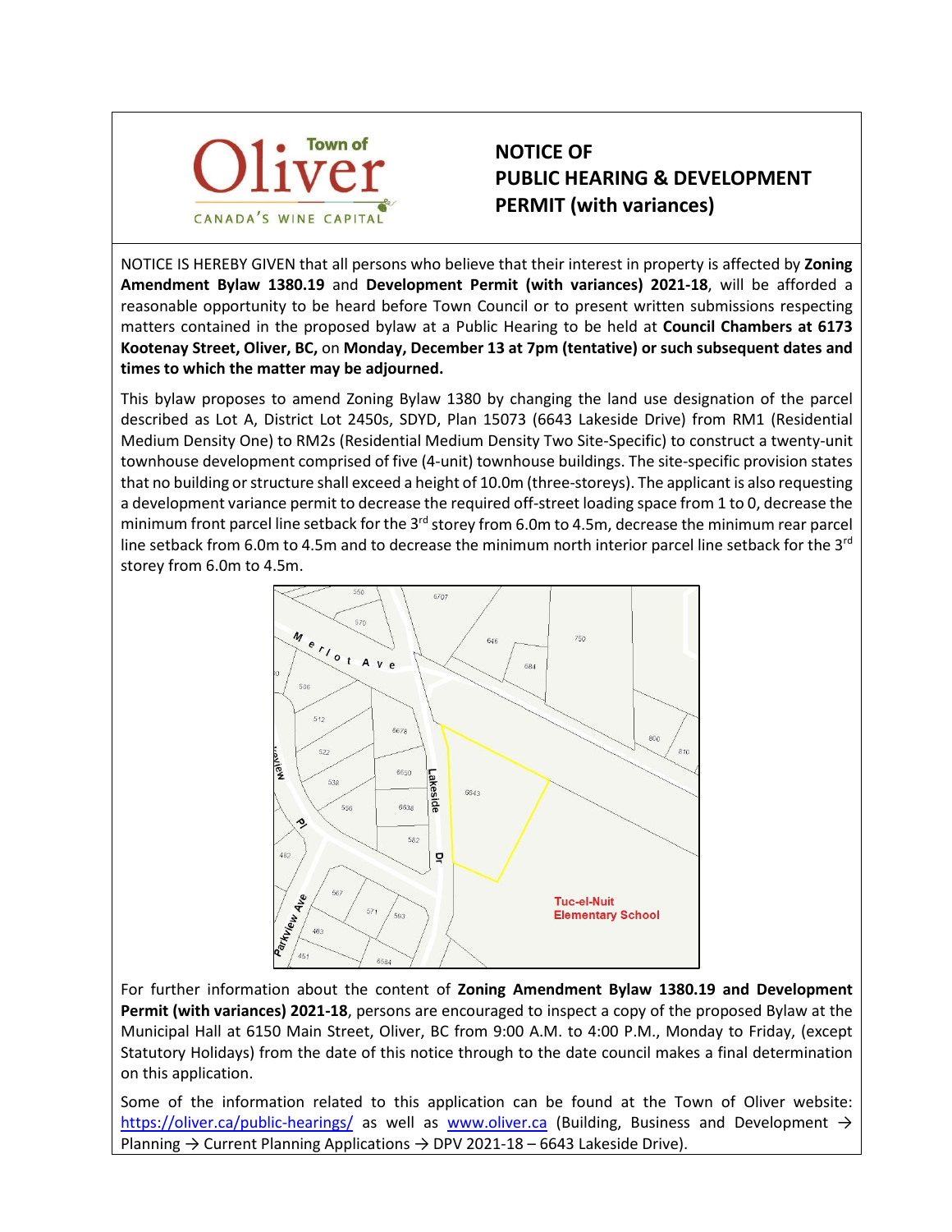Town of Oliver
CANADA'S WINE CAPITAL

# NOTICE OF PUBLIC HEARING & DEVELOPMENT PERMIT (with variances)

NOTICE IS HEREBY GIVEN that all persons who believe that their interest in property is affected by **Zoning Amendment Bylaw 1380.19** and **Development Permit (with variances) 2021-18**, will be afforded a reasonable opportunity to be heard before Town Council or to present written submissions respecting matters contained in the proposed bylaw at a Public Hearing to be held at **Council Chambers at 6173 Kootenay Street, Oliver, BC,** on **Monday, December 13 at 7pm (tentative) or such subsequent dates and times to which the matter may be adjourned.**

This bylaw proposes to amend Zoning Bylaw 1380 by changing the land use designation of the parcel described as Lot A, District Lot 2450s, SDYD, Plan 15073 (6643 Lakeside Drive) from RM1 (Residential Medium Density One) to RM2s (Residential Medium Density Two Site-Specific) to construct a twenty-unit townhouse development comprised of five (4-unit) townhouse buildings. The site-specific provision states that no building or structure shall exceed a height of 10.0m (three-storeys). The applicant is also requesting a development variance permit to decrease the required off-street loading space from 1 to 0, decrease the minimum front parcel line setback for the 3rd storey from 6.0m to 4.5m, decrease the minimum rear parcel line setback from 6.0m to 4.5m and to decrease the minimum north interior parcel line setback for the 3rd storey from 6.0m to 4.5m.

For further information about the content of **Zoning Amendment Bylaw 1380.19 and Development Permit (with variances) 2021-18**, persons are encouraged to inspect a copy of the proposed Bylaw at the Municipal Hall at 6150 Main Street, Oliver, BC from 9:00 A.M. to 4:00 P.M., Monday to Friday, (except Statutory Holidays) from the date of this notice through to the date council makes a final determination on this application.

Some of the information related to this application can be found at the Town of Oliver website: https://oliver.ca/public-hearings/ as well as www.oliver.ca (Building, Business and Development → Planning → Current Planning Applications → DPV 2021-18 – 6643 Lakeside Drive).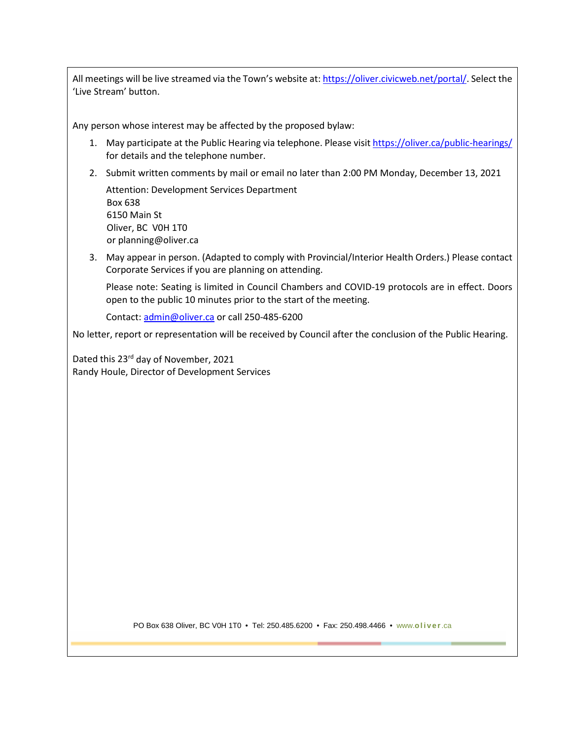All meetings will be live streamed via the Town's website at: https://oliver.civicweb.net/portal/. Select the 'Live Stream' button.

Any person whose interest may be affected by the proposed bylaw:

1. May participate at the Public Hearing via telephone. Please visit https://oliver.ca/public-hearings/ for details and the telephone number.
2. Submit written comments by mail or email no later than 2:00 PM Monday, December 13, 2021

   Attention: Development Services Department
   Box 638
   6150 Main St
   Oliver, BC V0H 1T0
   or planning@oliver.ca

3. May appear in person. (Adapted to comply with Provincial/Interior Health Orders.) Please contact Corporate Services if you are planning on attending.

   Please note: Seating is limited in Council Chambers and COVID-19 protocols are in effect. Doors open to the public 10 minutes prior to the start of the meeting.

   Contact: admin@oliver.ca or call 250-485-6200

No letter, report or representation will be received by Council after the conclusion of the Public Hearing.

Dated this 23rd day of November, 2021
Randy Houle, Director of Development Services

PO Box 638 Oliver, BC V0H 1T0 • Tel: 250.485.6200 • Fax: 250.498.4466 • www.oliver.ca